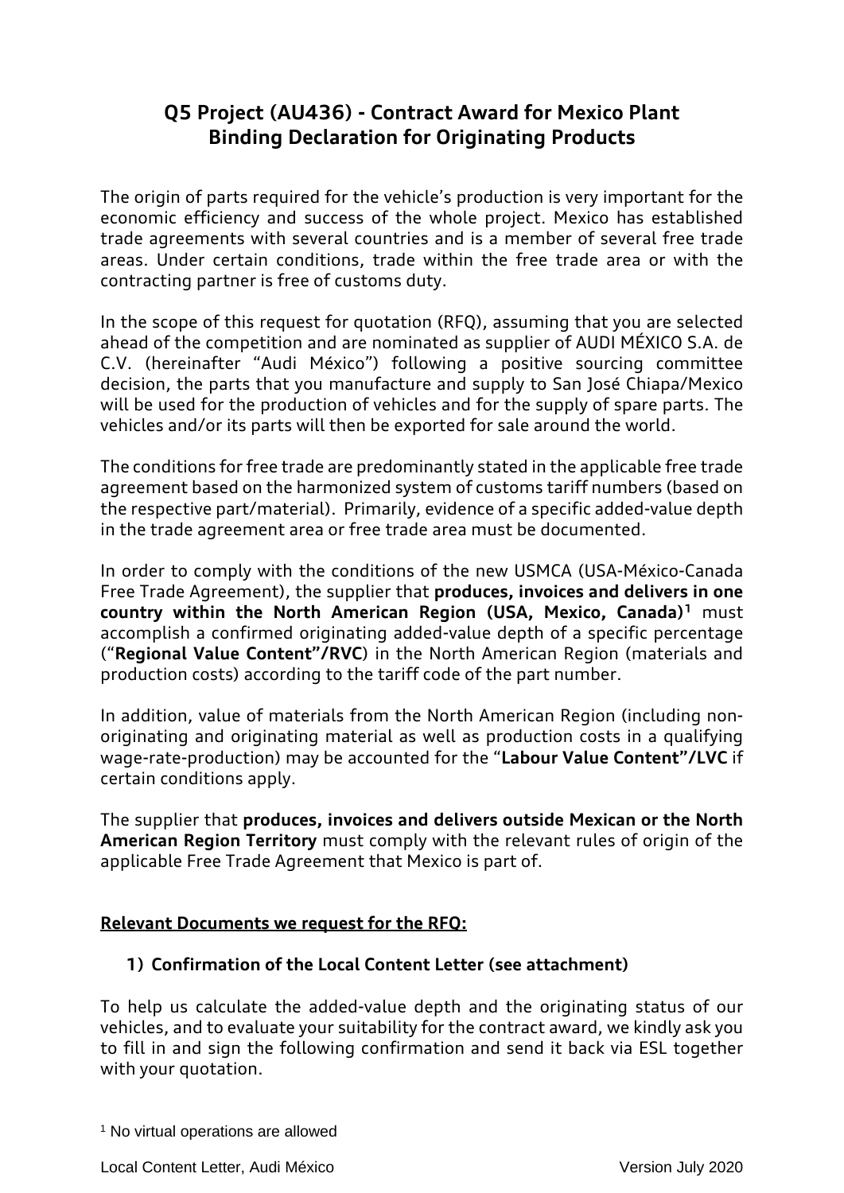# Q5 Project (AU436) - Contract Award for Mexico Plant
# Binding Declaration for Originating Products

The origin of parts required for the vehicle's production is very important for the economic efficiency and success of the whole project. Mexico has established trade agreements with several countries and is a member of several free trade areas. Under certain conditions, trade within the free trade area or with the contracting partner is free of customs duty.

In the scope of this request for quotation (RFQ), assuming that you are selected ahead of the competition and are nominated as supplier of AUDI MÉXICO S.A. de C.V. (hereinafter "Audi México") following a positive sourcing committee decision, the parts that you manufacture and supply to San José Chiapa/Mexico will be used for the production of vehicles and for the supply of spare parts. The vehicles and/or its parts will then be exported for sale around the world.

The conditions for free trade are predominantly stated in the applicable free trade agreement based on the harmonized system of customs tariff numbers (based on the respective part/material). Primarily, evidence of a specific added-value depth in the trade agreement area or free trade area must be documented.

In order to comply with the conditions of the new USMCA (USA-México-Canada Free Trade Agreement), the supplier that **produces, invoices and delivers in one country within the North American Region (USA, Mexico, Canada)**[1] must accomplish a confirmed originating added-value depth of a specific percentage ("**Regional Value Content"/RVC**) in the North American Region (materials and production costs) according to the tariff code of the part number.

In addition, value of materials from the North American Region (including non-originating and originating material as well as production costs in a qualifying wage-rate-production) may be accounted for the "**Labour Value Content"/LVC** if certain conditions apply.

The supplier that **produces, invoices and delivers outside Mexican or the North American Region Territory** must comply with the relevant rules of origin of the applicable Free Trade Agreement that Mexico is part of.

**Relevant Documents we request for the RFQ:**

1) **Confirmation of the Local Content Letter (see attachment)**

To help us calculate the added-value depth and the originating status of our vehicles, and to evaluate your suitability for the contract award, we kindly ask you to fill in and sign the following confirmation and send it back via ESL together with your quotation.

[1] No virtual operations are allowed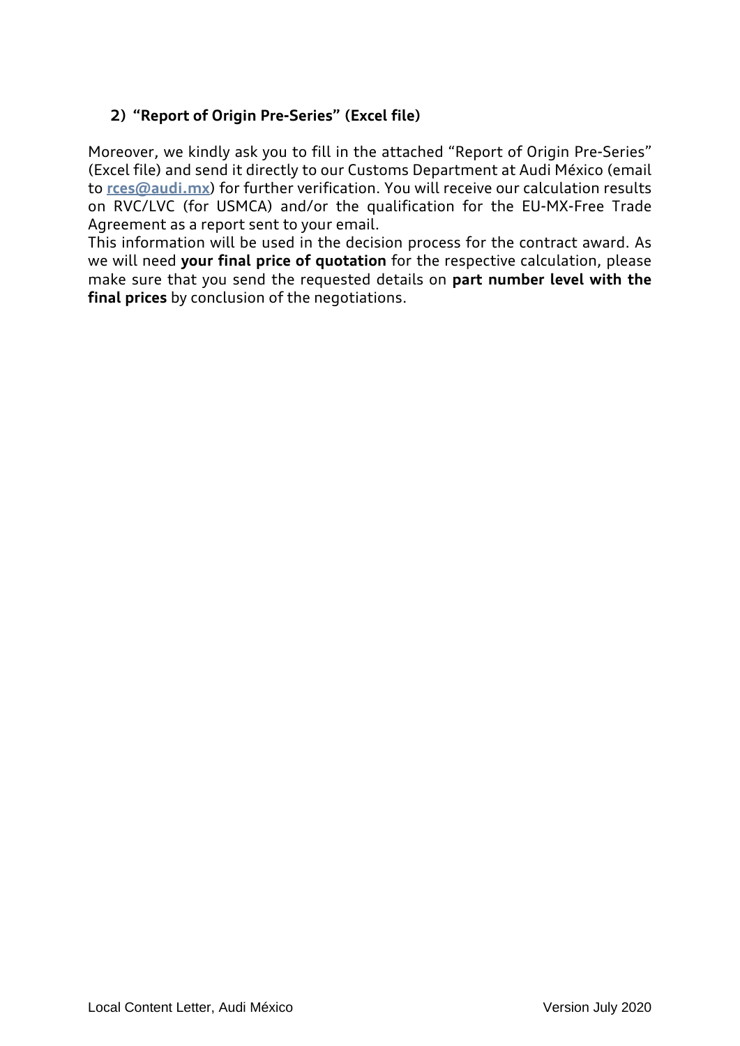## 2) "Report of Origin Pre-Series" (Excel file)

Moreover, we kindly ask you to fill in the attached "Report of Origin Pre-Series" (Excel file) and send it directly to our Customs Department at Audi México (email to **rces@audi.mx**) for further verification. You will receive our calculation results on RVC/LVC (for USMCA) and/or the qualification for the EU-MX-Free Trade Agreement as a report sent to your email.

This information will be used in the decision process for the contract award. As we will need **your final price of quotation** for the respective calculation, please make sure that you send the requested details on **part number level with the final prices** by conclusion of the negotiations.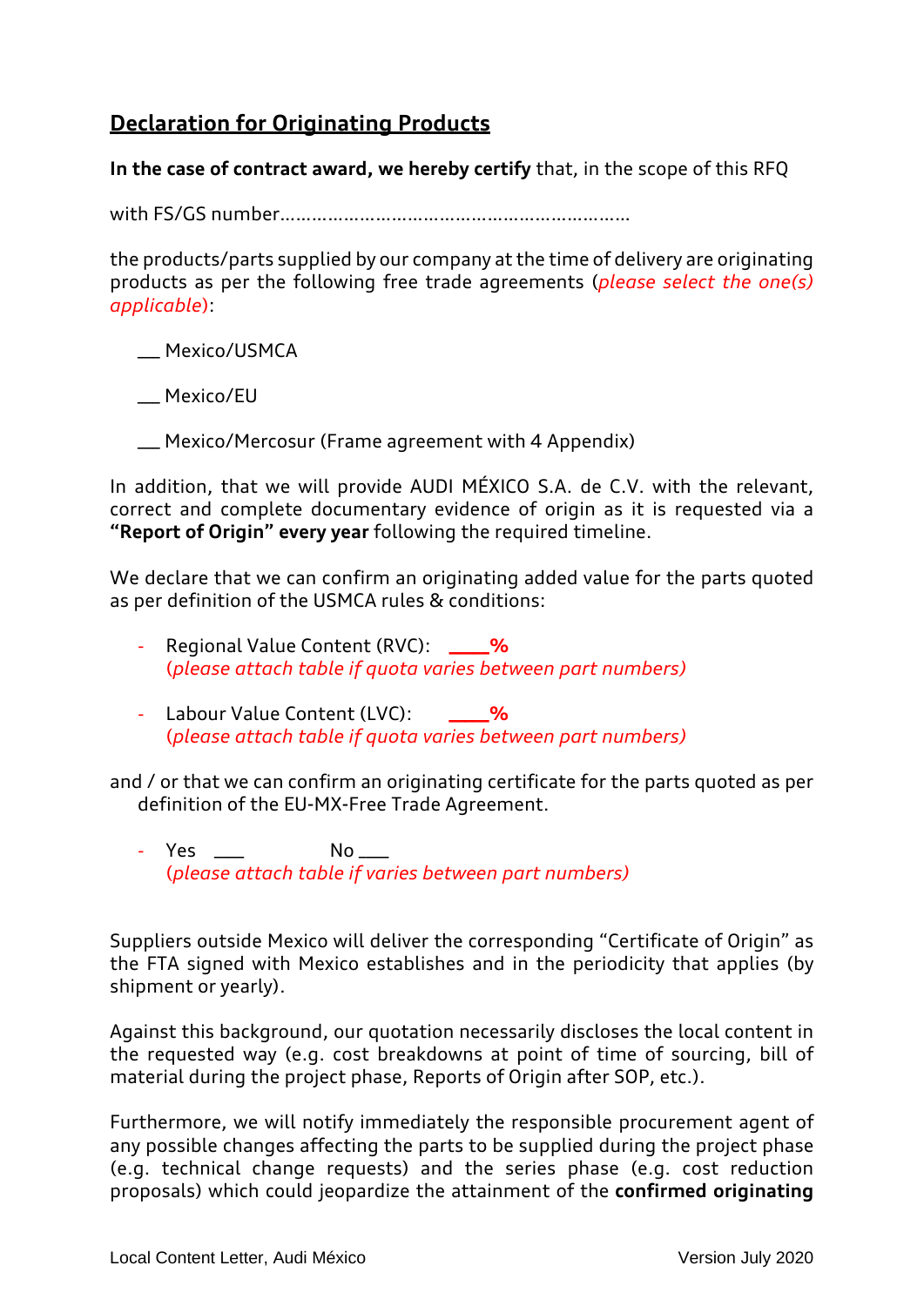## Declaration for Originating Products

**In the case of contract award, we hereby certify** that, in the scope of this RFQ

with FS/GS number…………………………………………………………

the products/parts supplied by our company at the time of delivery are originating products as per the following free trade agreements (*please select the one(s) applicable*):

\_\_\_ Mexico/USMCA

\_\_\_ Mexico/EU

\_\_\_ Mexico/Mercosur (Frame agreement with 4 Appendix)

In addition, that we will provide AUDI MÉXICO S.A. de C.V. with the relevant, correct and complete documentary evidence of origin as it is requested via a **"Report of Origin" every year** following the required timeline.

We declare that we can confirm an originating added value for the parts quoted as per definition of the USMCA rules & conditions:

- Regional Value Content (RVC): **\_\_\_\_%**
  (*please attach table if quota varies between part numbers)*
- Labour Value Content (LVC): **\_\_\_\_%**
  (*please attach table if quota varies between part numbers)*

and / or that we can confirm an originating certificate for the parts quoted as per definition of the EU-MX-Free Trade Agreement.

- Yes \_\_\_ No \_\_\_
  (*please attach table if varies between part numbers)*

Suppliers outside Mexico will deliver the corresponding "Certificate of Origin" as the FTA signed with Mexico establishes and in the periodicity that applies (by shipment or yearly).

Against this background, our quotation necessarily discloses the local content in the requested way (e.g. cost breakdowns at point of time of sourcing, bill of material during the project phase, Reports of Origin after SOP, etc.).

Furthermore, we will notify immediately the responsible procurement agent of any possible changes affecting the parts to be supplied during the project phase (e.g. technical change requests) and the series phase (e.g. cost reduction proposals) which could jeopardize the attainment of the **confirmed originating**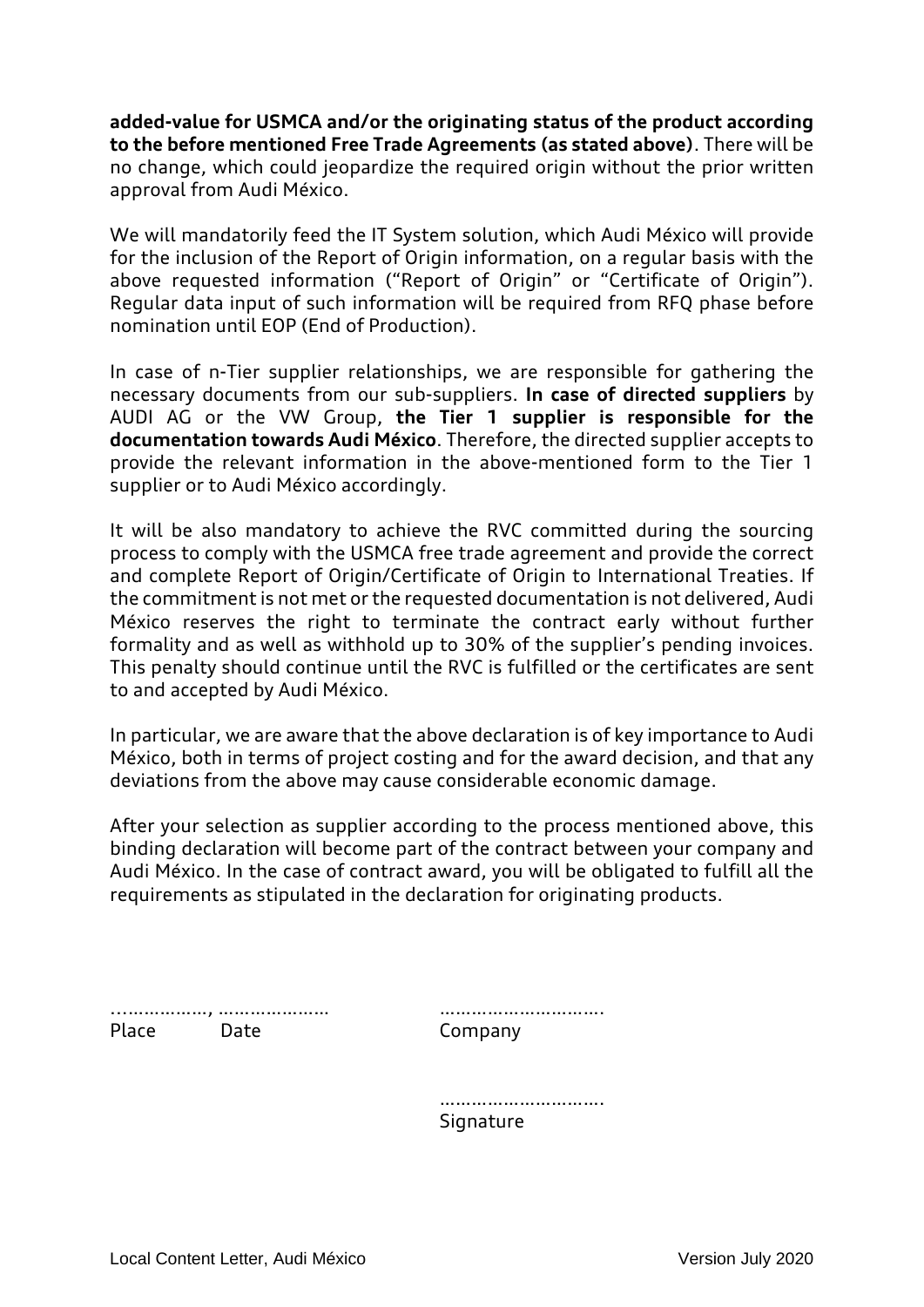**added-value for USMCA and/or the originating status of the product according to the before mentioned Free Trade Agreements (as stated above)**. There will be no change, which could jeopardize the required origin without the prior written approval from Audi México.

We will mandatorily feed the IT System solution, which Audi México will provide for the inclusion of the Report of Origin information, on a regular basis with the above requested information ("Report of Origin" or "Certificate of Origin"). Regular data input of such information will be required from RFQ phase before nomination until EOP (End of Production).

In case of n-Tier supplier relationships, we are responsible for gathering the necessary documents from our sub-suppliers. **In case of directed suppliers** by AUDI AG or the VW Group, **the Tier 1 supplier is responsible for the documentation towards Audi México**. Therefore, the directed supplier accepts to provide the relevant information in the above-mentioned form to the Tier 1 supplier or to Audi México accordingly.

It will be also mandatory to achieve the RVC committed during the sourcing process to comply with the USMCA free trade agreement and provide the correct and complete Report of Origin/Certificate of Origin to International Treaties. If the commitment is not met or the requested documentation is not delivered, Audi México reserves the right to terminate the contract early without further formality and as well as withhold up to 30% of the supplier's pending invoices. This penalty should continue until the RVC is fulfilled or the certificates are sent to and accepted by Audi México.

In particular, we are aware that the above declaration is of key importance to Audi México, both in terms of project costing and for the award decision, and that any deviations from the above may cause considerable economic damage.

After your selection as supplier according to the process mentioned above, this binding declaration will become part of the contract between your company and Audi México. In the case of contract award, you will be obligated to fulfill all the requirements as stipulated in the declaration for originating products.

………………, ………………… ………………………….
Place Date Company

………………………….
Signature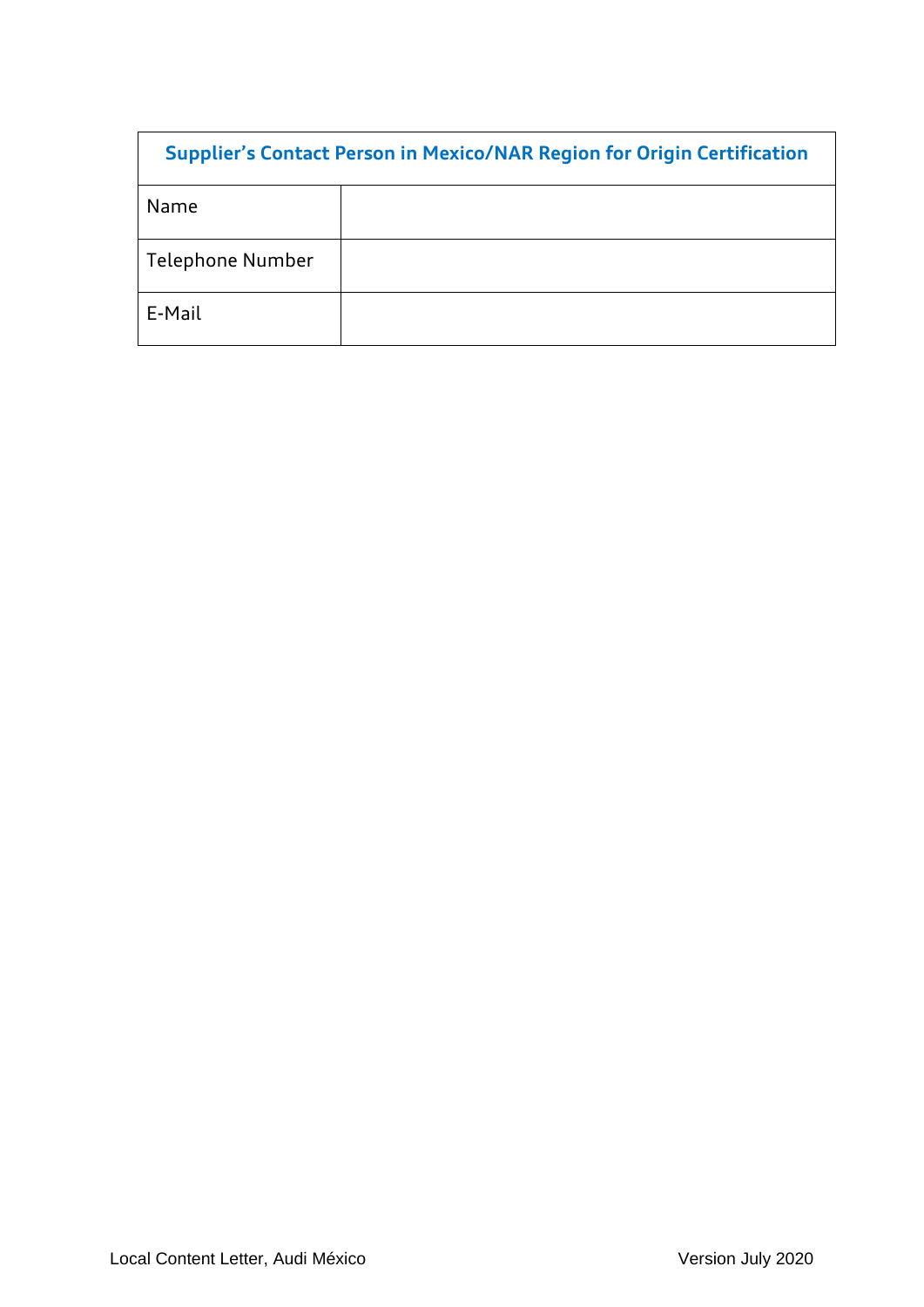| Supplier's Contact Person in Mexico/NAR Region for Origin Certification | |
|---|---|
| Name | |
| Telephone Number | |
| E-Mail | |